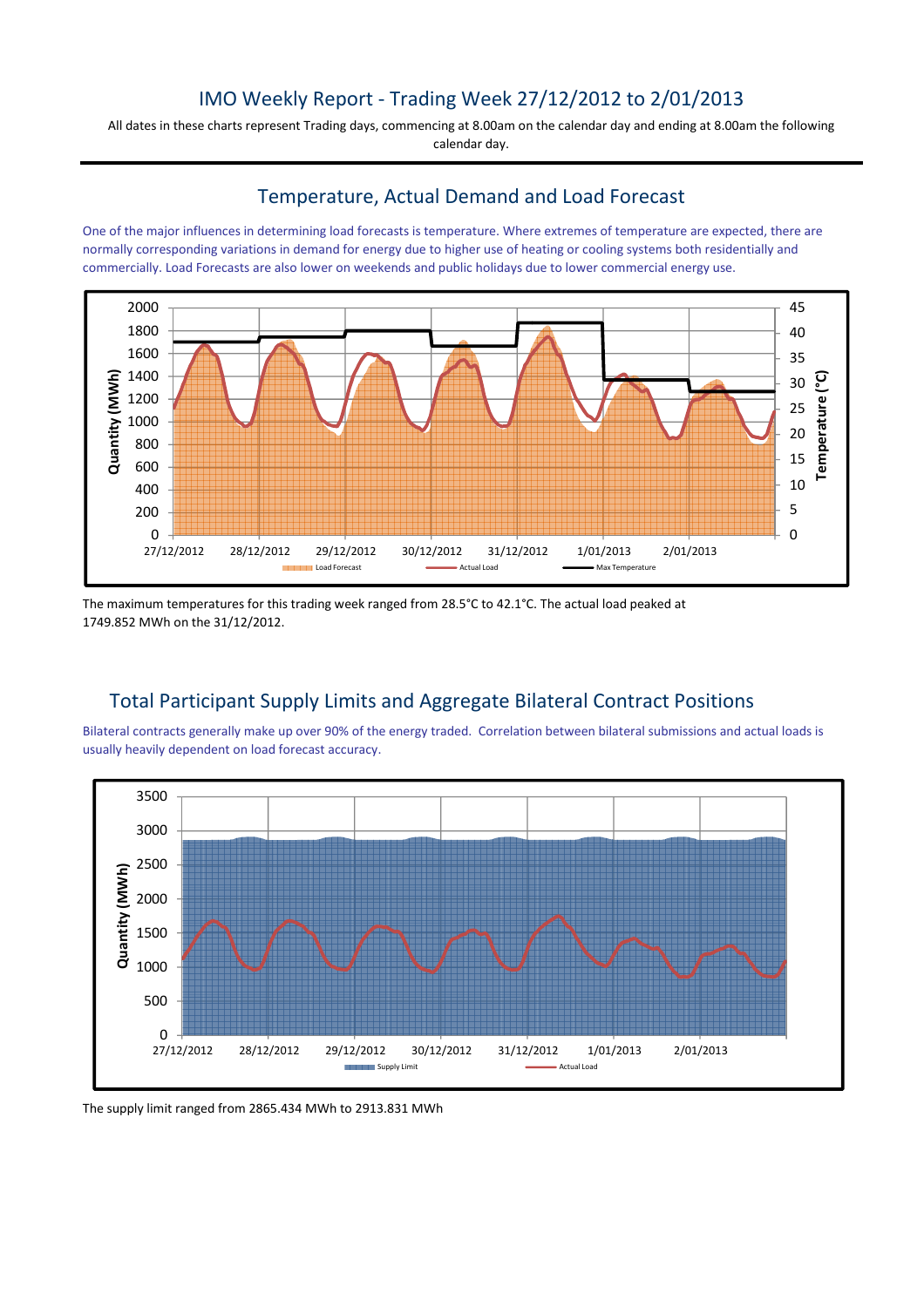# IMO Weekly Report - Trading Week 27/12/2012 to 2/01/2013

All dates in these charts represent Trading days, commencing at 8.00am on the calendar day and ending at 8.00am the following calendar day.

## Temperature, Actual Demand and Load Forecast

One of the major influences in determining load forecasts is temperature. Where extremes of temperature are expected, there are normally corresponding variations in demand for energy due to higher use of heating or cooling systems both residentially and commercially. Load Forecasts are also lower on weekends and public holidays due to lower commercial energy use.

The maximum temperatures for this trading week ranged from 28.5°C to 42.1°C. The actual load peaked at 1749.852 MWh on the 31/12/2012.

## Total Participant Supply Limits and Aggregate Bilateral Contract Positions

Bilateral contracts generally make up over 90% of the energy traded. Correlation between bilateral submissions and actual loads is usually heavily dependent on load forecast accuracy.

The supply limit ranged from 2865.434 MWh to 2913.831 MWh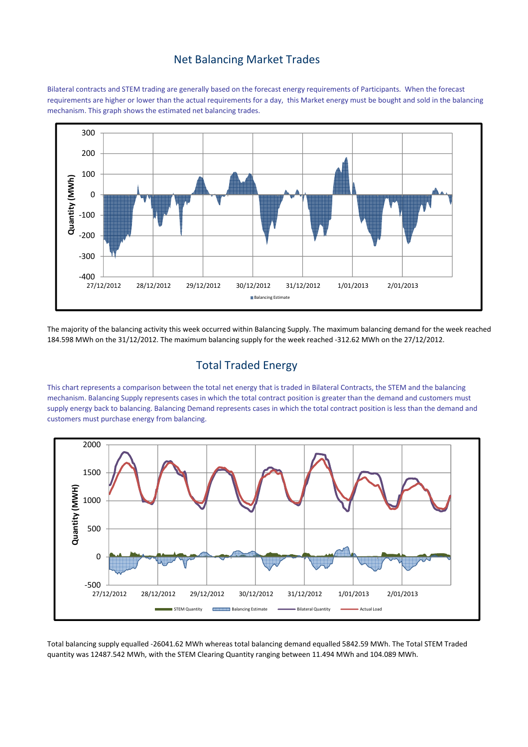## Net Balancing Market Trades

Bilateral contracts and STEM trading are generally based on the forecast energy requirements of Participants. When the forecast requirements are higher or lower than the actual requirements for a day, this Market energy must be bought and sold in the balancing mechanism. This graph shows the estimated net balancing trades.

The majority of the balancing activity this week occurred within Balancing Supply. The maximum balancing demand for the week reached 184.598 MWh on the 31/12/2012. The maximum balancing supply for the week reached -312.62 MWh on the 27/12/2012.

## Total Traded Energy

This chart represents a comparison between the total net energy that is traded in Bilateral Contracts, the STEM and the balancing mechanism. Balancing Supply represents cases in which the total contract position is greater than the demand and customers must supply energy back to balancing. Balancing Demand represents cases in which the total contract position is less than the demand and customers must purchase energy from balancing.

Total balancing supply equalled -26041.62 MWh whereas total balancing demand equalled 5842.59 MWh. The Total STEM Traded quantity was 12487.542 MWh, with the STEM Clearing Quantity ranging between 11.494 MWh and 104.089 MWh.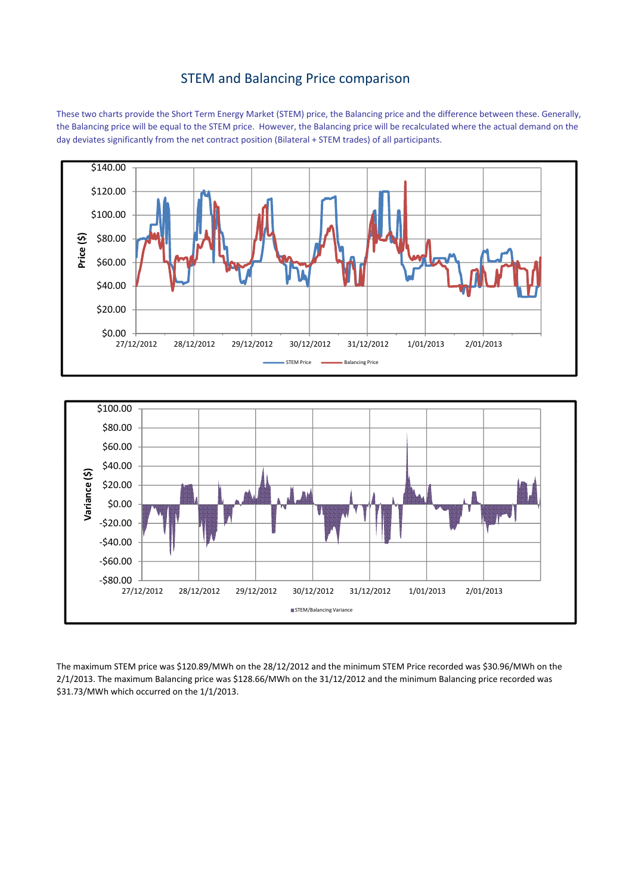# STEM and Balancing Price comparison

These two charts provide the Short Term Energy Market (STEM) price, the Balancing price and the difference between these. Generally, the Balancing price will be equal to the STEM price. However, the Balancing price will be recalculated where the actual demand on the day deviates significantly from the net contract position (Bilateral + STEM trades) of all participants.

Price ($)

$140.00
$120.00
$100.00
$80.00
$60.00
$40.00
$20.00
$0.00

27/12/2012 28/12/2012 29/12/2012 30/12/2012 31/12/2012 1/01/2013 2/01/2013

STEM Price Balancing Price

Variance ($)

$100.00
$80.00
$60.00
$40.00
$20.00
$0.00
-$20.00
-$40.00
-$60.00
-$80.00

27/12/2012 28/12/2012 29/12/2012 30/12/2012 31/12/2012 1/01/2013 2/01/2013

STEM/Balancing Variance

The maximum STEM price was $120.89/MWh on the 28/12/2012 and the minimum STEM Price recorded was $30.96/MWh on the 2/1/2013. The maximum Balancing price was $128.66/MWh on the 31/12/2012 and the minimum Balancing price recorded was $31.73/MWh which occurred on the 1/1/2013.